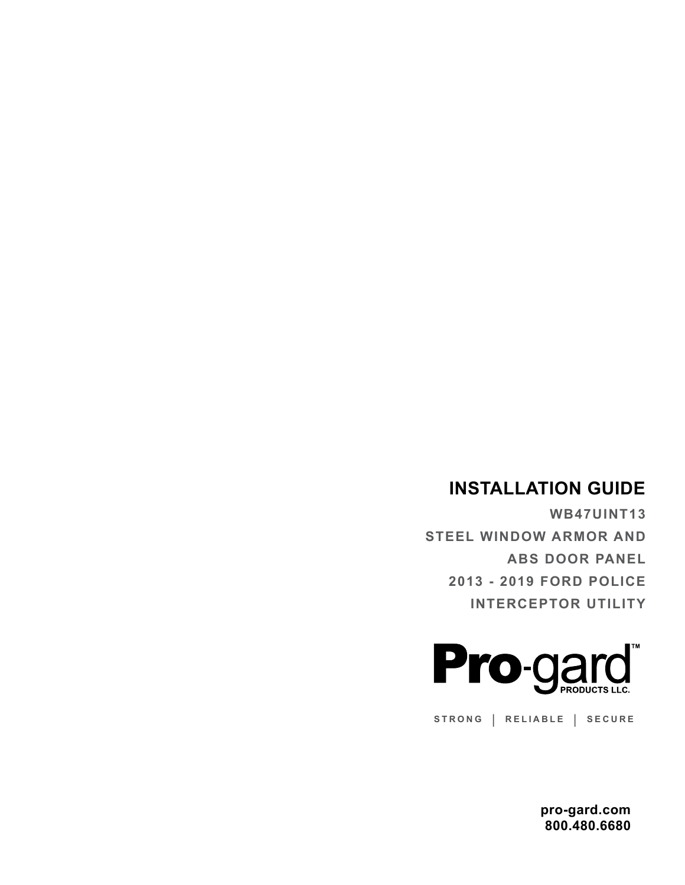# INSTALLATION GUIDE

## WB47UINT13

## STEEL WINDOW ARMOR AND ABS DOOR PANEL

## 2013 - 2019 FORD POLICE INTERCEPTOR UTILITY

Pro-gard™ PRODUCTS LLC.

STRONG | RELIABLE | SECURE

**pro-gard.com**
**800.480.6680**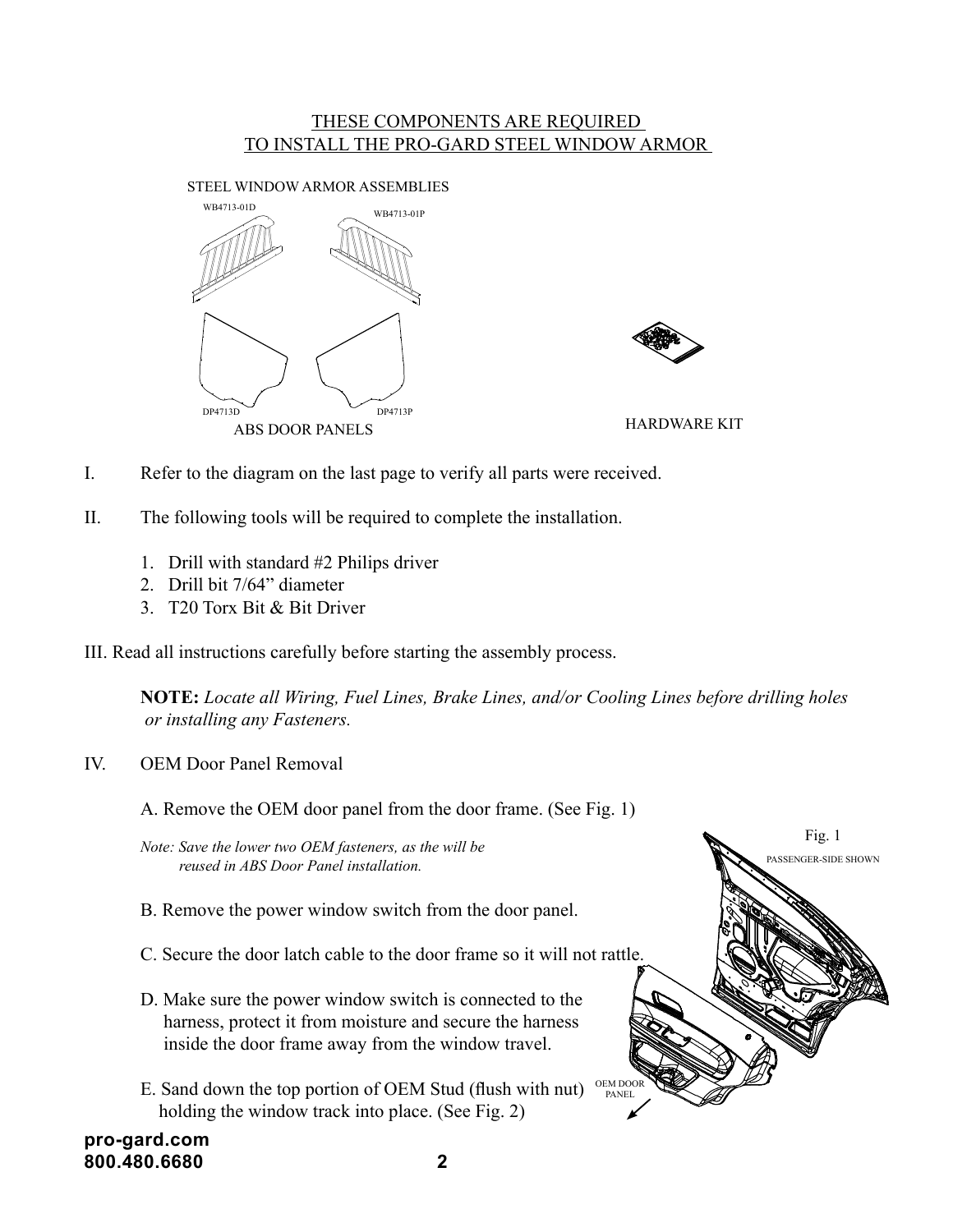<u>THESE COMPONENTS ARE REQUIRED
TO INSTALL THE PRO-GARD STEEL WINDOW ARMOR</u>

STEEL WINDOW ARMOR ASSEMBLIES

WB4713-01D WB4713-01P

DP4713D DP4713P

ABS DOOR PANELS

HARDWARE KIT

I. Refer to the diagram on the last page to verify all parts were received.

II. The following tools will be required to complete the installation.

1. Drill with standard #2 Philips driver
2. Drill bit 7/64" diameter
3. T20 Torx Bit & Bit Driver

III. Read all instructions carefully before starting the assembly process.

**NOTE:** *Locate all Wiring, Fuel Lines, Brake Lines, and/or Cooling Lines before drilling holes or installing any Fasteners.*

IV. OEM Door Panel Removal

A. Remove the OEM door panel from the door frame. (See Fig. 1)

*Note: Save the lower two OEM fasteners, as the will be reused in ABS Door Panel installation.*

B. Remove the power window switch from the door panel.

C. Secure the door latch cable to the door frame so it will not rattle.

D. Make sure the power window switch is connected to the harness, protect it from moisture and secure the harness inside the door frame away from the window travel.

E. Sand down the top portion of OEM Stud (flush with nut) holding the window track into place. (See Fig. 2)

Fig. 1

PASSENGER-SIDE SHOWN

OEM DOOR PANEL

pro-gard.com
800.480.6680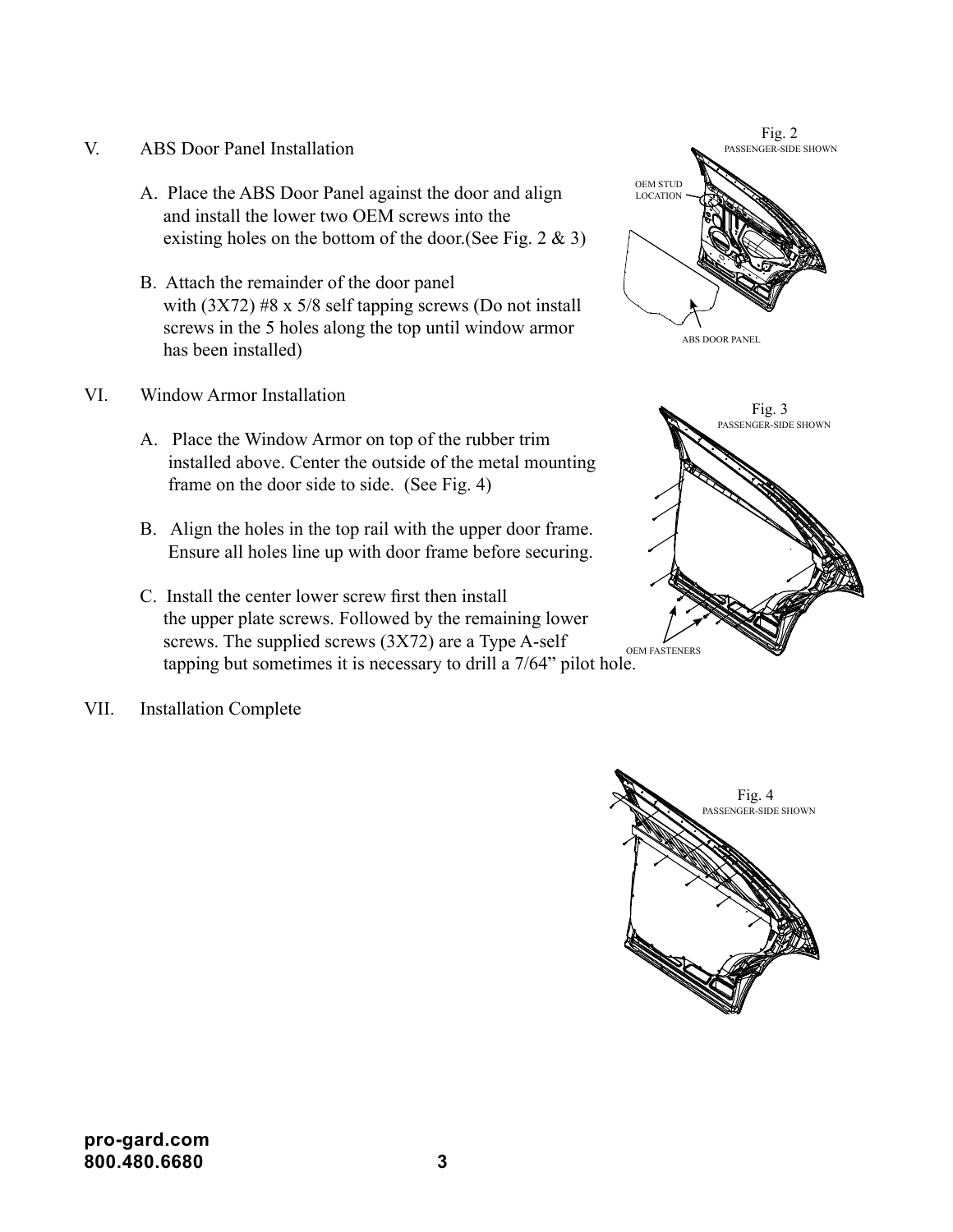V. ABS Door Panel Installation

A. Place the ABS Door Panel against the door and align and install the lower two OEM screws into the existing holes on the bottom of the door.(See Fig. 2 & 3)

B. Attach the remainder of the door panel with (3X72) #8 x 5/8 self tapping screws (Do not install screws in the 5 holes along the top until window armor has been installed)

VI. Window Armor Installation

A. Place the Window Armor on top of the rubber trim installed above. Center the outside of the metal mounting frame on the door side to side. (See Fig. 4)

B. Align the holes in the top rail with the upper door frame. Ensure all holes line up with door frame before securing.

C. Install the center lower screw first then install the upper plate screws. Followed by the remaining lower screws. The supplied screws (3X72) are a Type A-self tapping but sometimes it is necessary to drill a 7/64" pilot hole.

VII. Installation Complete

Fig. 2
PASSENGER-SIDE SHOWN

OEM STUD LOCATION

ABS DOOR PANEL

Fig. 3
PASSENGER-SIDE SHOWN

OEM FASTENERS

Fig. 4
PASSENGER-SIDE SHOWN

**pro-gard.com**
**800.480.6680**